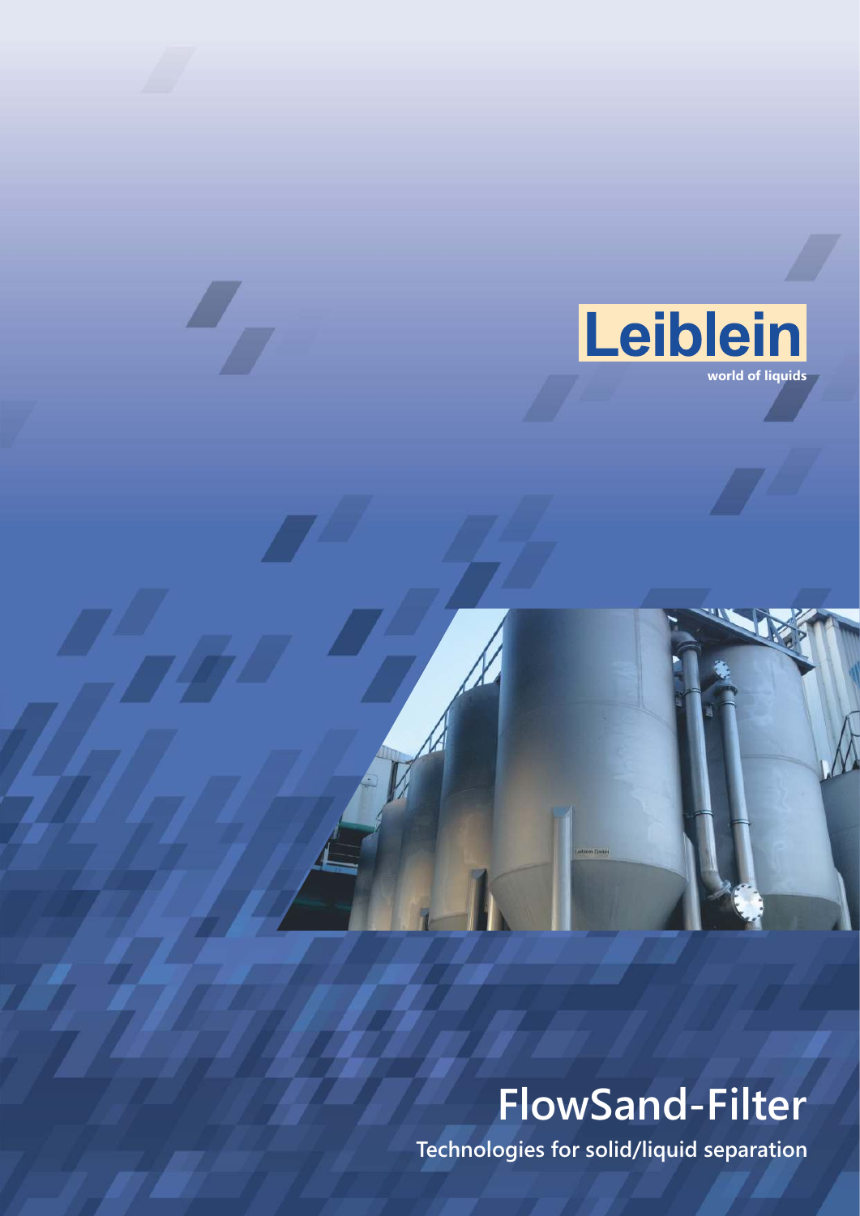Leiblein

world of liquids

# FlowSand-Filter

Technologies for solid/liquid separation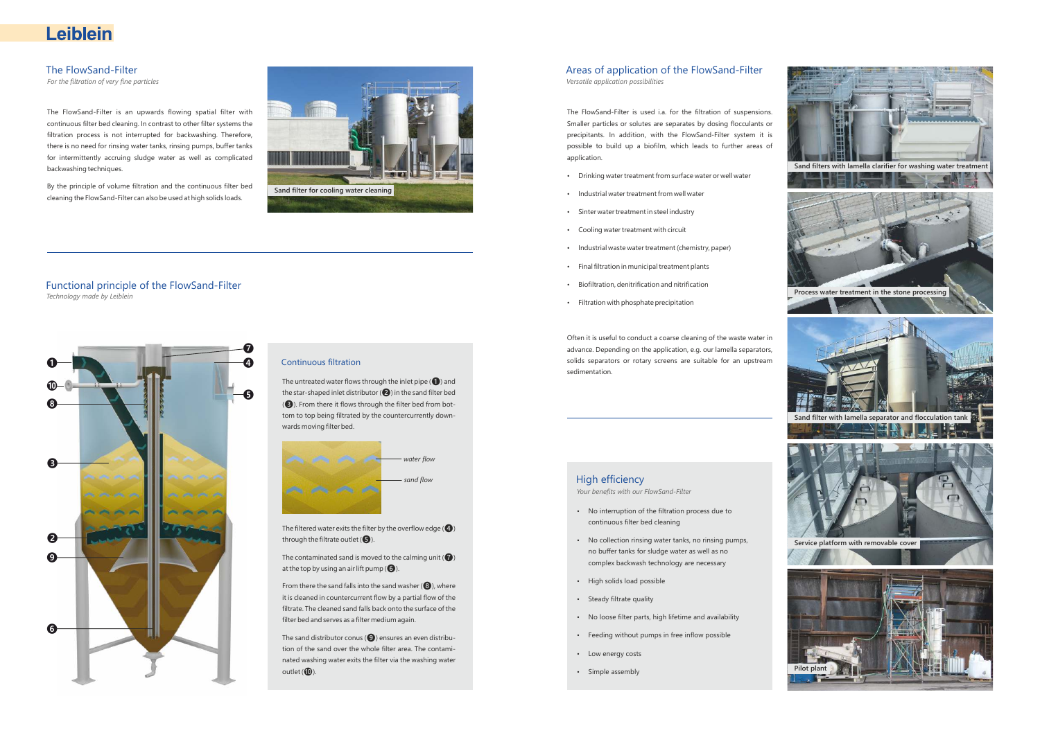# Leiblein

## The FlowSand-Filter

*For the filtration of very fine particles*

The FlowSand-Filter is an upwards flowing spatial filter with continuous filter bed cleaning. In contrast to other filter systems the filtration process is not interrupted for backwashing. Therefore, there is no need for rinsing water tanks, rinsing pumps, buffer tanks for intermittently accruing sludge water as well as complicated backwashing techniques.

By the principle of volume filtration and the continuous filter bed cleaning the FlowSand-Filter can also be used at high solids loads.

Sand filter for cooling water cleaning

## Functional principle of the FlowSand-Filter

*Technology made by Leiblein*

### Continuous filtration

The untreated water flows through the inlet pipe (1) and the star-shaped inlet distributor (2) in the sand filter bed (3). From there it flows through the filter bed from bottom to top being filtrated by the countercurrently downwards moving filter bed.

water flow

sand flow

The filtered water exits the filter by the overflow edge (4) through the filtrate outlet (5).

The contaminated sand is moved to the calming unit (7) at the top by using an air lift pump (6).

From there the sand falls into the sand washer (8), where it is cleaned in countercurrent flow by a partial flow of the filtrate. The cleaned sand falls back onto the surface of the filter bed and serves as a filter medium again.

The sand distributor conus (9) ensures an even distribution of the sand over the whole filter area. The contaminated washing water exits the filter via the washing water outlet (10).

## Areas of application of the FlowSand-Filter

*Versatile application possibilities*

The FlowSand-Filter is used i.a. for the filtration of suspensions. Smaller particles or solutes are separates by dosing flocculants or precipitants. In addition, with the FlowSand-Filter system it is possible to build up a biofilm, which leads to further areas of application.

- Drinking water treatment from surface water or well water
- Industrial water treatment from well water
- Sinter water treatment in steel industry
- Cooling water treatment with circuit
- Industrial waste water treatment (chemistry, paper)
- Final filtration in municipal treatment plants
- Biofiltration, denitrification and nitrification
- Filtration with phosphate precipitation

Often it is useful to conduct a coarse cleaning of the waste water in advance. Depending on the application, e.g. our lamella separators, solids separators or rotary screens are suitable for an upstream sedimentation.

### High efficiency

*Your benefits with our FlowSand-Filter*

- No interruption of the filtration process due to continuous filter bed cleaning
- No collection rinsing water tanks, no rinsing pumps, no buffer tanks for sludge water as well as no complex backwash technology are necessary
- High solids load possible
- Steady filtrate quality
- No loose filter parts, high lifetime and availability
- Feeding without pumps in free inflow possible
- Low energy costs
- Simple assembly

Sand filters with lamella clarifier for washing water treatment

Process water treatment in the stone processing

Sand filter with lamella separator and flocculation tank

Service platform with removable cover

Pilot plant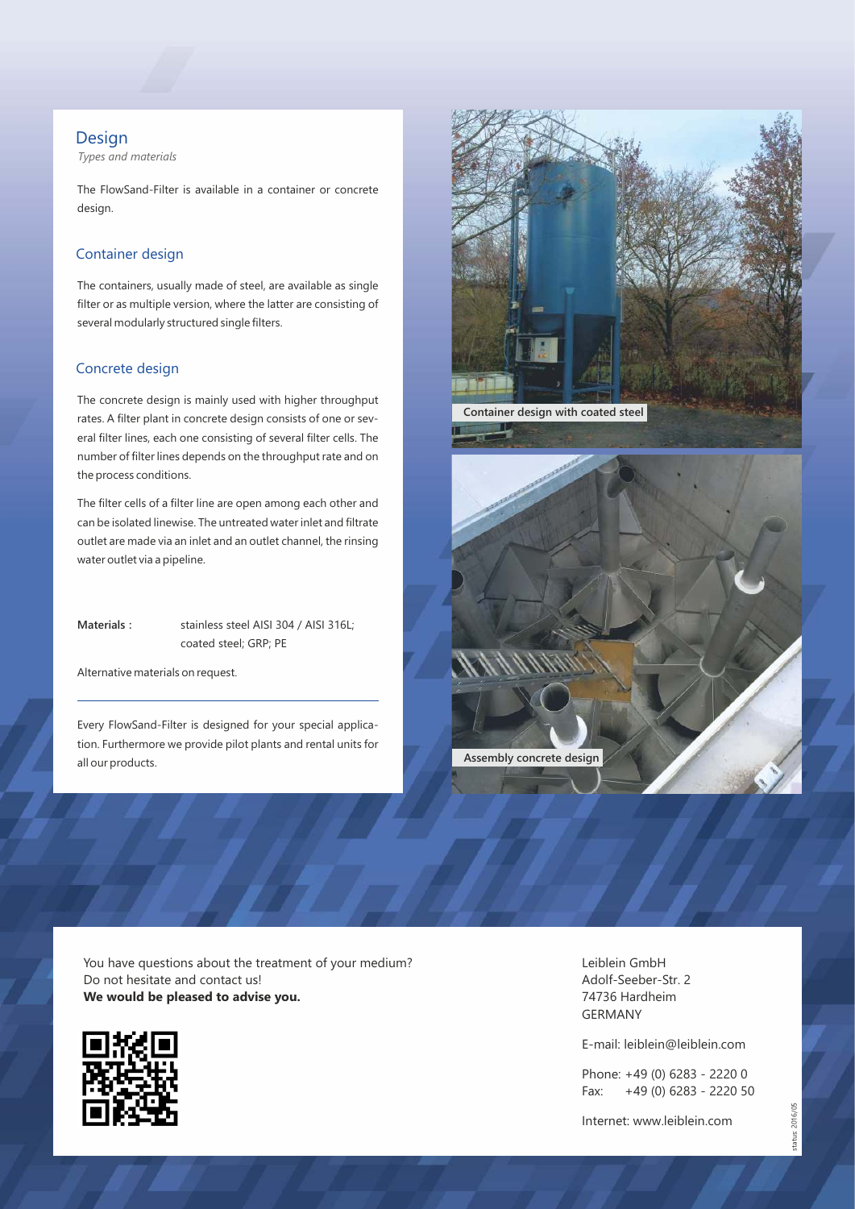## Design

*Types and materials*

The FlowSand-Filter is available in a container or concrete design.

### Container design

The containers, usually made of steel, are available as single filter or as multiple version, where the latter are consisting of several modularly structured single filters.

### Concrete design

The concrete design is mainly used with higher throughput rates. A filter plant in concrete design consists of one or several filter lines, each one consisting of several filter cells. The number of filter lines depends on the throughput rate and on the process conditions.

The filter cells of a filter line are open among each other and can be isolated linewise. The untreated water inlet and filtrate outlet are made via an inlet and an outlet channel, the rinsing water outlet via a pipeline.

**Materials :** stainless steel AISI 304 / AISI 316L; coated steel; GRP; PE

Alternative materials on request.

---

Every FlowSand-Filter is designed for your special application. Furthermore we provide pilot plants and rental units for all our products.

Container design with coated steel

Assembly concrete design

You have questions about the treatment of your medium?
Do not hesitate and contact us!
**We would be pleased to advise you.**

Leiblein GmbH
Adolf-Seeber-Str. 2
74736 Hardheim
GERMANY

E-mail: leiblein@leiblein.com

Phone: +49 (0) 6283 - 2220 0
Fax: +49 (0) 6283 - 2220 50

Internet: www.leiblein.com

status 2016/05